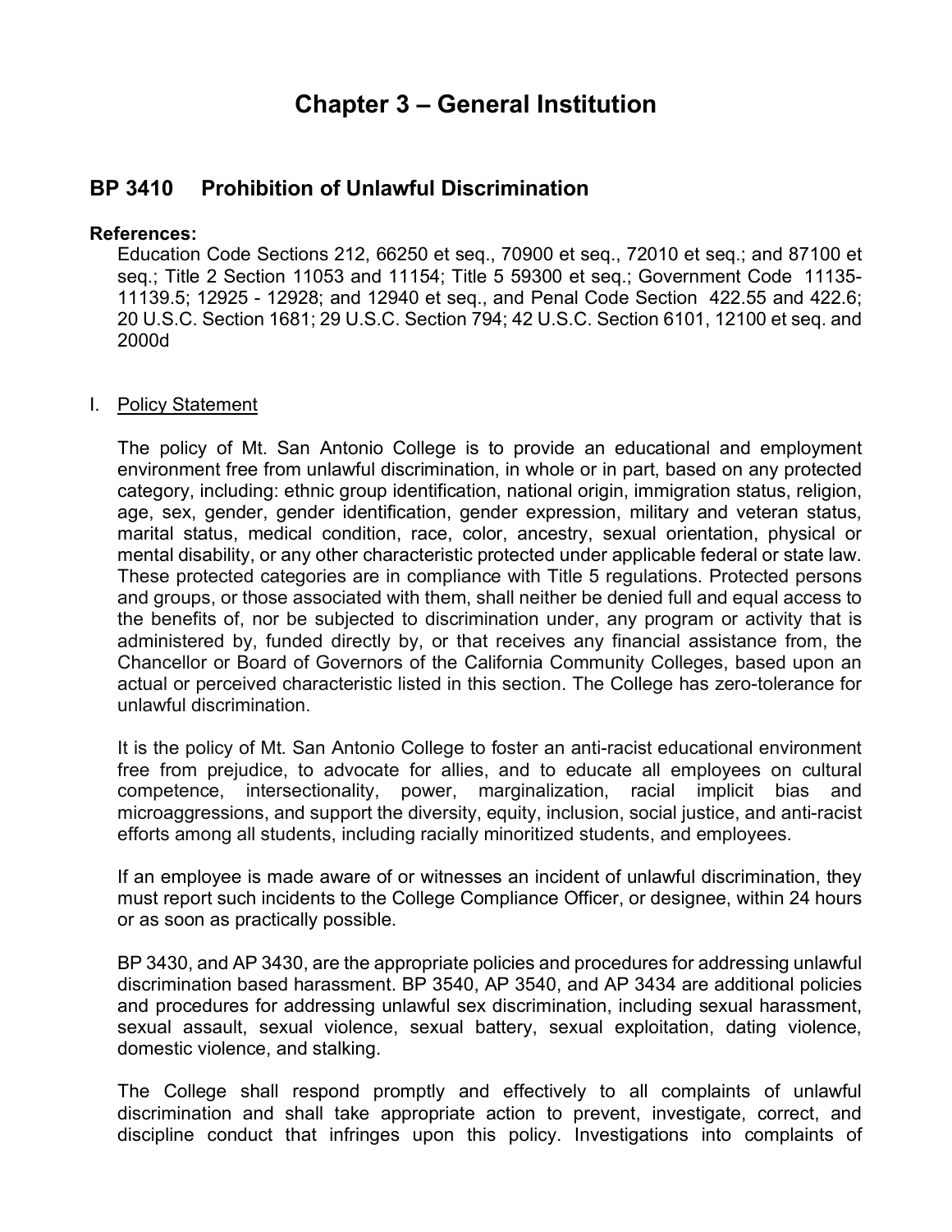# Chapter 3 – General Institution

## BP 3410 Prohibition of Unlawful Discrimination

**References:**

Education Code Sections 212, 66250 et seq., 70900 et seq., 72010 et seq.; and 87100 et seq.; Title 2 Section 11053 and 11154; Title 5 59300 et seq.; Government Code 11135-11139.5; 12925 - 12928; and 12940 et seq., and Penal Code Section 422.55 and 422.6; 20 U.S.C. Section 1681; 29 U.S.C. Section 794; 42 U.S.C. Section 6101, 12100 et seq. and 2000d

I. Policy Statement

The policy of Mt. San Antonio College is to provide an educational and employment environment free from unlawful discrimination, in whole or in part, based on any protected category, including: ethnic group identification, national origin, immigration status, religion, age, sex, gender, gender identification, gender expression, military and veteran status, marital status, medical condition, race, color, ancestry, sexual orientation, physical or mental disability, or any other characteristic protected under applicable federal or state law. These protected categories are in compliance with Title 5 regulations. Protected persons and groups, or those associated with them, shall neither be denied full and equal access to the benefits of, nor be subjected to discrimination under, any program or activity that is administered by, funded directly by, or that receives any financial assistance from, the Chancellor or Board of Governors of the California Community Colleges, based upon an actual or perceived characteristic listed in this section. The College has zero-tolerance for unlawful discrimination.

It is the policy of Mt. San Antonio College to foster an anti-racist educational environment free from prejudice, to advocate for allies, and to educate all employees on cultural competence, intersectionality, power, marginalization, racial implicit bias and microaggressions, and support the diversity, equity, inclusion, social justice, and anti-racist efforts among all students, including racially minoritized students, and employees.

If an employee is made aware of or witnesses an incident of unlawful discrimination, they must report such incidents to the College Compliance Officer, or designee, within 24 hours or as soon as practically possible.

BP 3430, and AP 3430, are the appropriate policies and procedures for addressing unlawful discrimination based harassment. BP 3540, AP 3540, and AP 3434 are additional policies and procedures for addressing unlawful sex discrimination, including sexual harassment, sexual assault, sexual violence, sexual battery, sexual exploitation, dating violence, domestic violence, and stalking.

The College shall respond promptly and effectively to all complaints of unlawful discrimination and shall take appropriate action to prevent, investigate, correct, and discipline conduct that infringes upon this policy. Investigations into complaints of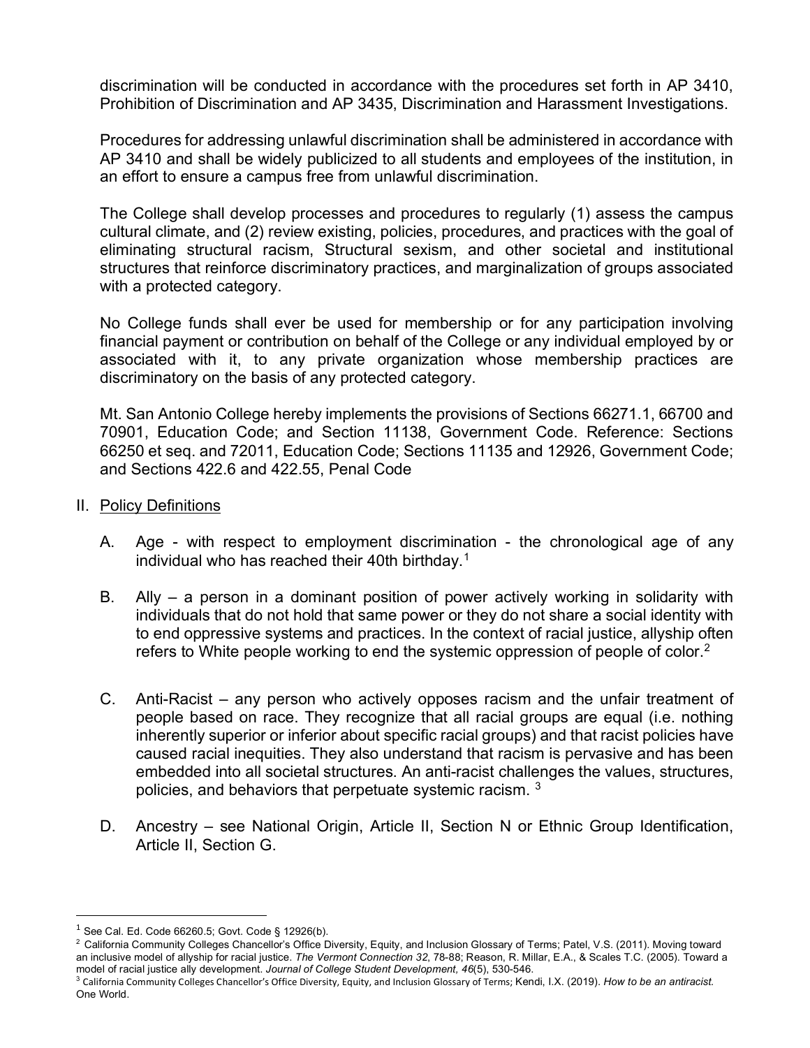discrimination will be conducted in accordance with the procedures set forth in AP 3410, Prohibition of Discrimination and AP 3435, Discrimination and Harassment Investigations.

Procedures for addressing unlawful discrimination shall be administered in accordance with AP 3410 and shall be widely publicized to all students and employees of the institution, in an effort to ensure a campus free from unlawful discrimination.

The College shall develop processes and procedures to regularly (1) assess the campus cultural climate, and (2) review existing, policies, procedures, and practices with the goal of eliminating structural racism, Structural sexism, and other societal and institutional structures that reinforce discriminatory practices, and marginalization of groups associated with a protected category.

No College funds shall ever be used for membership or for any participation involving financial payment or contribution on behalf of the College or any individual employed by or associated with it, to any private organization whose membership practices are discriminatory on the basis of any protected category.

Mt. San Antonio College hereby implements the provisions of Sections 66271.1, 66700 and 70901, Education Code; and Section 11138, Government Code. Reference: Sections 66250 et seq. and 72011, Education Code; Sections 11135 and 12926, Government Code; and Sections 422.6 and 422.55, Penal Code

II. <u>Policy Definitions</u>

A. Age - with respect to employment discrimination - the chronological age of any individual who has reached their 40th birthday.[1]

B. Ally – a person in a dominant position of power actively working in solidarity with individuals that do not hold that same power or they do not share a social identity with to end oppressive systems and practices. In the context of racial justice, allyship often refers to White people working to end the systemic oppression of people of color.[2]

C. Anti-Racist – any person who actively opposes racism and the unfair treatment of people based on race. They recognize that all racial groups are equal (i.e. nothing inherently superior or inferior about specific racial groups) and that racist policies have caused racial inequities. They also understand that racism is pervasive and has been embedded into all societal structures. An anti-racist challenges the values, structures, policies, and behaviors that perpetuate systemic racism. [3]

D. Ancestry – see National Origin, Article II, Section N or Ethnic Group Identification, Article II, Section G.

---

[1] See Cal. Ed. Code 66260.5; Govt. Code § 12926(b).

[2] California Community Colleges Chancellor's Office Diversity, Equity, and Inclusion Glossary of Terms; Patel, V.S. (2011). Moving toward an inclusive model of allyship for racial justice. *The Vermont Connection 32*, 78-88; Reason, R. Millar, E.A., & Scales T.C. (2005). Toward a model of racial justice ally development. *Journal of College Student Development, 46*(5), 530-546.

[3] California Community Colleges Chancellor's Office Diversity, Equity, and Inclusion Glossary of Terms; Kendi, I.X. (2019). *How to be an antiracist.* One World.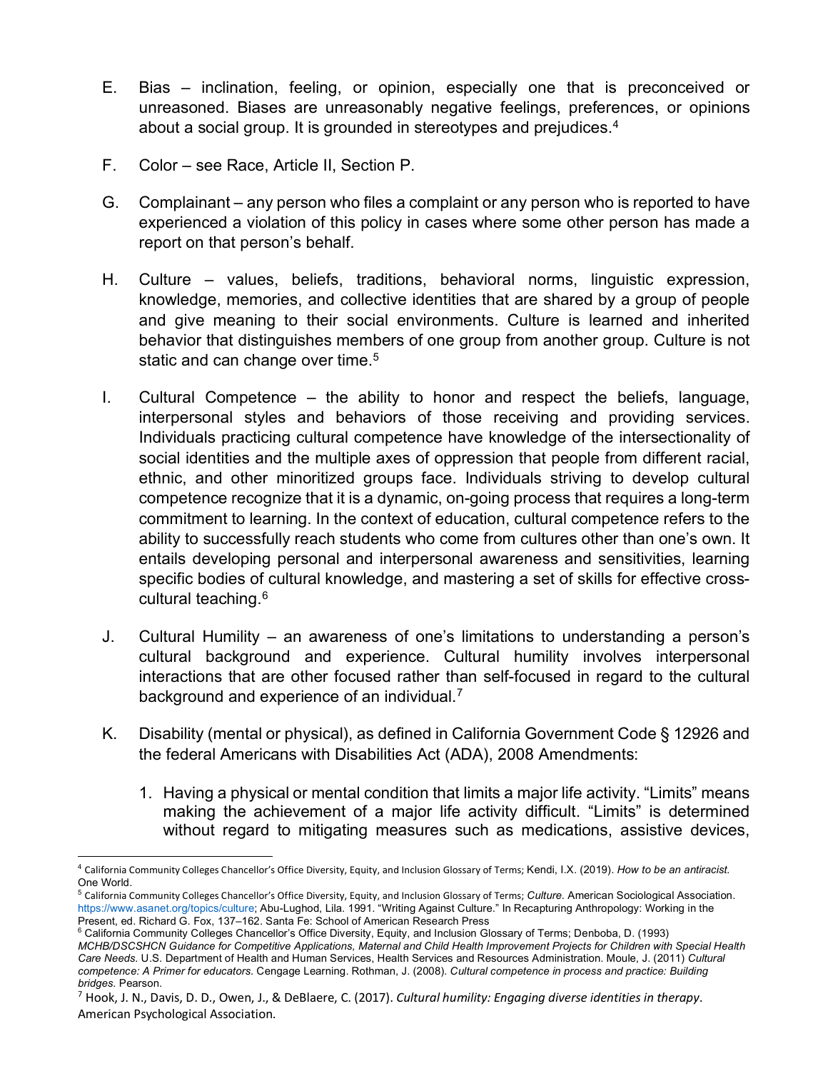E. Bias – inclination, feeling, or opinion, especially one that is preconceived or unreasoned. Biases are unreasonably negative feelings, preferences, or opinions about a social group. It is grounded in stereotypes and prejudices.[4]

F. Color – see Race, Article II, Section P.

G. Complainant – any person who files a complaint or any person who is reported to have experienced a violation of this policy in cases where some other person has made a report on that person's behalf.

H. Culture – values, beliefs, traditions, behavioral norms, linguistic expression, knowledge, memories, and collective identities that are shared by a group of people and give meaning to their social environments. Culture is learned and inherited behavior that distinguishes members of one group from another group. Culture is not static and can change over time.[5]

I. Cultural Competence – the ability to honor and respect the beliefs, language, interpersonal styles and behaviors of those receiving and providing services. Individuals practicing cultural competence have knowledge of the intersectionality of social identities and the multiple axes of oppression that people from different racial, ethnic, and other minoritized groups face. Individuals striving to develop cultural competence recognize that it is a dynamic, on-going process that requires a long-term commitment to learning. In the context of education, cultural competence refers to the ability to successfully reach students who come from cultures other than one's own. It entails developing personal and interpersonal awareness and sensitivities, learning specific bodies of cultural knowledge, and mastering a set of skills for effective cross-cultural teaching.[6]

J. Cultural Humility – an awareness of one's limitations to understanding a person's cultural background and experience. Cultural humility involves interpersonal interactions that are other focused rather than self-focused in regard to the cultural background and experience of an individual.[7]

K. Disability (mental or physical), as defined in California Government Code § 12926 and the federal Americans with Disabilities Act (ADA), 2008 Amendments:

   1. Having a physical or mental condition that limits a major life activity. "Limits" means making the achievement of a major life activity difficult. "Limits" is determined without regard to mitigating measures such as medications, assistive devices,

---

[4] California Community Colleges Chancellor's Office Diversity, Equity, and Inclusion Glossary of Terms; Kendi, I.X. (2019). *How to be an antiracist.* One World.

[5] California Community Colleges Chancellor's Office Diversity, Equity, and Inclusion Glossary of Terms; *Culture.* American Sociological Association. https://www.asanet.org/topics/culture; Abu-Lughod, Lila. 1991. "Writing Against Culture." In Recapturing Anthropology: Working in the Present, ed. Richard G. Fox, 137–162. Santa Fe: School of American Research Press

[6] California Community Colleges Chancellor's Office Diversity, Equity, and Inclusion Glossary of Terms; Denboba, D. (1993) *MCHB/DSCSHCN Guidance for Competitive Applications, Maternal and Child Health Improvement Projects for Children with Special Health Care Needs.* U.S. Department of Health and Human Services, Health Services and Resources Administration. Moule, J. (2011) *Cultural competence: A Primer for educators.* Cengage Learning. Rothman, J. (2008). *Cultural competence in process and practice: Building bridges.* Pearson.

[7] Hook, J. N., Davis, D. D., Owen, J., & DeBlaere, C. (2017). *Cultural humility: Engaging diverse identities in therapy*. American Psychological Association.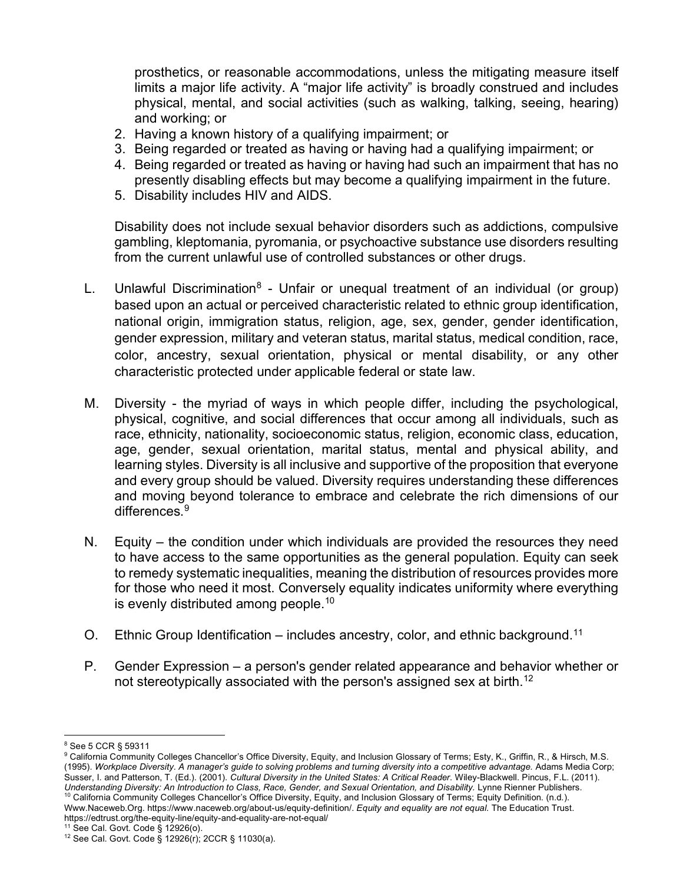prosthetics, or reasonable accommodations, unless the mitigating measure itself limits a major life activity. A "major life activity" is broadly construed and includes physical, mental, and social activities (such as walking, talking, seeing, hearing) and working; or

2. Having a known history of a qualifying impairment; or
3. Being regarded or treated as having or having had a qualifying impairment; or
4. Being regarded or treated as having or having had such an impairment that has no presently disabling effects but may become a qualifying impairment in the future.
5. Disability includes HIV and AIDS.

Disability does not include sexual behavior disorders such as addictions, compulsive gambling, kleptomania, pyromania, or psychoactive substance use disorders resulting from the current unlawful use of controlled substances or other drugs.

L. Unlawful Discrimination[8] - Unfair or unequal treatment of an individual (or group) based upon an actual or perceived characteristic related to ethnic group identification, national origin, immigration status, religion, age, sex, gender, gender identification, gender expression, military and veteran status, marital status, medical condition, race, color, ancestry, sexual orientation, physical or mental disability, or any other characteristic protected under applicable federal or state law.

M. Diversity - the myriad of ways in which people differ, including the psychological, physical, cognitive, and social differences that occur among all individuals, such as race, ethnicity, nationality, socioeconomic status, religion, economic class, education, age, gender, sexual orientation, marital status, mental and physical ability, and learning styles. Diversity is all inclusive and supportive of the proposition that everyone and every group should be valued. Diversity requires understanding these differences and moving beyond tolerance to embrace and celebrate the rich dimensions of our differences.[9]

N. Equity – the condition under which individuals are provided the resources they need to have access to the same opportunities as the general population. Equity can seek to remedy systematic inequalities, meaning the distribution of resources provides more for those who need it most. Conversely equality indicates uniformity where everything is evenly distributed among people.[10]

O. Ethnic Group Identification – includes ancestry, color, and ethnic background.[11]

P. Gender Expression – a person's gender related appearance and behavior whether or not stereotypically associated with the person's assigned sex at birth.[12]

---

[8] See 5 CCR § 59311

[9] California Community Colleges Chancellor's Office Diversity, Equity, and Inclusion Glossary of Terms; Esty, K., Griffin, R., & Hirsch, M.S. (1995). *Workplace Diversity. A manager's guide to solving problems and turning diversity into a competitive advantage.* Adams Media Corp; Susser, I. and Patterson, T. (Ed.). (2001). *Cultural Diversity in the United States: A Critical Reader*. Wiley-Blackwell. Pincus, F.L. (2011). *Understanding Diversity: An Introduction to Class, Race, Gender, and Sexual Orientation, and Disability.* Lynne Rienner Publishers.

[10] California Community Colleges Chancellor's Office Diversity, Equity, and Inclusion Glossary of Terms; Equity Definition. (n.d.). Www.Naceweb.Org. https://www.naceweb.org/about-us/equity-definition/. *Equity and equality are not equal.* The Education Trust. https://edtrust.org/the-equity-line/equity-and-equality-are-not-equal/

[11] See Cal. Govt. Code § 12926(o).

[12] See Cal. Govt. Code § 12926(r); 2CCR § 11030(a).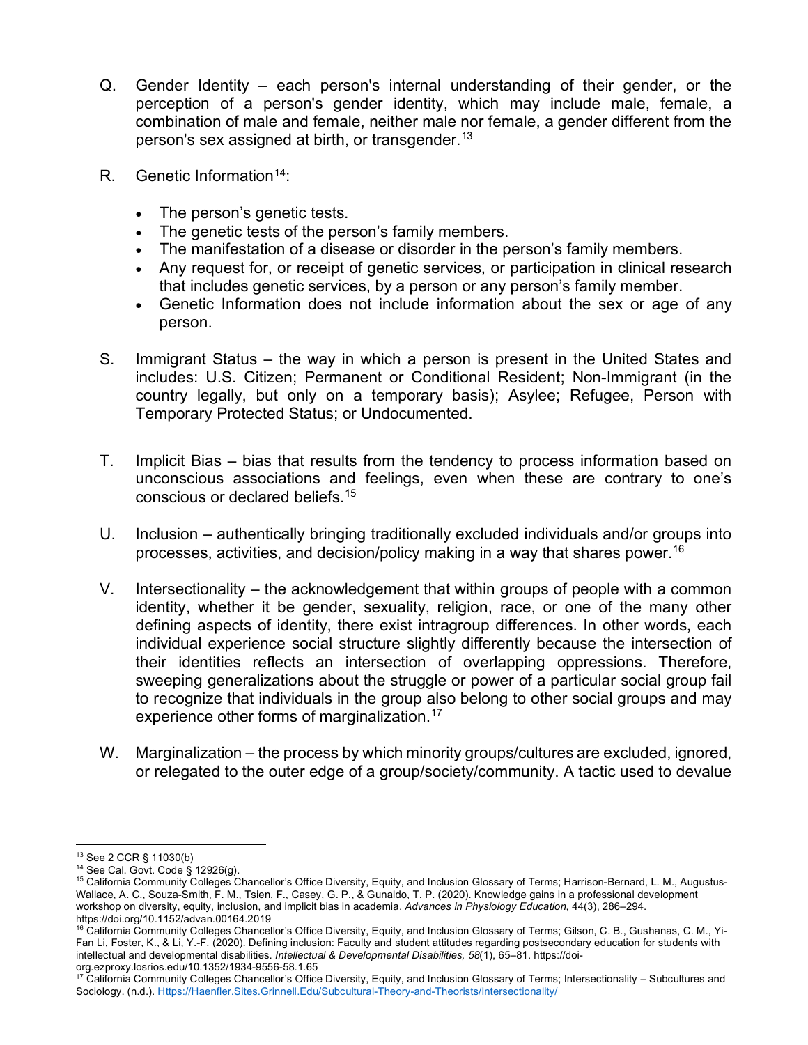Q. Gender Identity – each person's internal understanding of their gender, or the perception of a person's gender identity, which may include male, female, a combination of male and female, neither male nor female, a gender different from the person's sex assigned at birth, or transgender.[13]

R. Genetic Information[14]:

- The person's genetic tests.
- The genetic tests of the person's family members.
- The manifestation of a disease or disorder in the person's family members.
- Any request for, or receipt of genetic services, or participation in clinical research that includes genetic services, by a person or any person's family member.
- Genetic Information does not include information about the sex or age of any person.

S. Immigrant Status – the way in which a person is present in the United States and includes: U.S. Citizen; Permanent or Conditional Resident; Non-Immigrant (in the country legally, but only on a temporary basis); Asylee; Refugee, Person with Temporary Protected Status; or Undocumented.

T. Implicit Bias – bias that results from the tendency to process information based on unconscious associations and feelings, even when these are contrary to one's conscious or declared beliefs.[15]

U. Inclusion – authentically bringing traditionally excluded individuals and/or groups into processes, activities, and decision/policy making in a way that shares power.[16]

V. Intersectionality – the acknowledgement that within groups of people with a common identity, whether it be gender, sexuality, religion, race, or one of the many other defining aspects of identity, there exist intragroup differences. In other words, each individual experience social structure slightly differently because the intersection of their identities reflects an intersection of overlapping oppressions. Therefore, sweeping generalizations about the struggle or power of a particular social group fail to recognize that individuals in the group also belong to other social groups and may experience other forms of marginalization.[17]

W. Marginalization – the process by which minority groups/cultures are excluded, ignored, or relegated to the outer edge of a group/society/community. A tactic used to devalue

---

[13] See 2 CCR § 11030(b)

[14] See Cal. Govt. Code § 12926(g).

[15] California Community Colleges Chancellor's Office Diversity, Equity, and Inclusion Glossary of Terms; Harrison-Bernard, L. M., Augustus-Wallace, A. C., Souza-Smith, F. M., Tsien, F., Casey, G. P., & Gunaldo, T. P. (2020). Knowledge gains in a professional development workshop on diversity, equity, inclusion, and implicit bias in academia. *Advances in Physiology Education*, 44(3), 286–294. https://doi.org/10.1152/advan.00164.2019

[16] California Community Colleges Chancellor's Office Diversity, Equity, and Inclusion Glossary of Terms; Gilson, C. B., Gushanas, C. M., Yi-Fan Li, Foster, K., & Li, Y.-F. (2020). Defining inclusion: Faculty and student attitudes regarding postsecondary education for students with intellectual and developmental disabilities. *Intellectual & Developmental Disabilities, 58*(1), 65–81. https://doi-org.ezproxy.losrios.edu/10.1352/1934-9556-58.1.65

[17] California Community Colleges Chancellor's Office Diversity, Equity, and Inclusion Glossary of Terms; Intersectionality – Subcultures and Sociology. (n.d.). Https://Haenfler.Sites.Grinnell.Edu/Subcultural-Theory-and-Theorists/Intersectionality/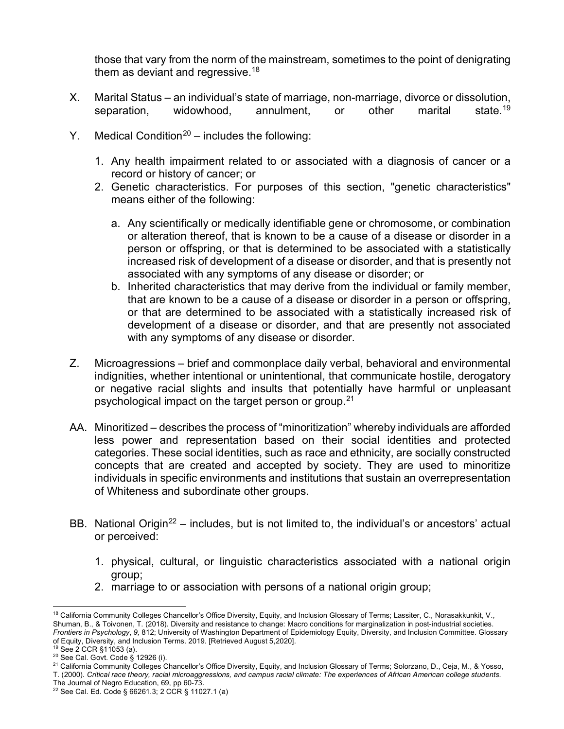those that vary from the norm of the mainstream, sometimes to the point of denigrating them as deviant and regressive.[18]

X. Marital Status – an individual's state of marriage, non-marriage, divorce or dissolution, separation, widowhood, annulment, or other marital state.[19]

Y. Medical Condition[20] – includes the following:

1. Any health impairment related to or associated with a diagnosis of cancer or a record or history of cancer; or
2. Genetic characteristics. For purposes of this section, "genetic characteristics" means either of the following:

   a. Any scientifically or medically identifiable gene or chromosome, or combination or alteration thereof, that is known to be a cause of a disease or disorder in a person or offspring, or that is determined to be associated with a statistically increased risk of development of a disease or disorder, and that is presently not associated with any symptoms of any disease or disorder; or
   b. Inherited characteristics that may derive from the individual or family member, that are known to be a cause of a disease or disorder in a person or offspring, or that are determined to be associated with a statistically increased risk of development of a disease or disorder, and that are presently not associated with any symptoms of any disease or disorder.

Z. Microagressions – brief and commonplace daily verbal, behavioral and environmental indignities, whether intentional or unintentional, that communicate hostile, derogatory or negative racial slights and insults that potentially have harmful or unpleasant psychological impact on the target person or group.[21]

AA. Minoritized – describes the process of "minoritization" whereby individuals are afforded less power and representation based on their social identities and protected categories. These social identities, such as race and ethnicity, are socially constructed concepts that are created and accepted by society. They are used to minoritize individuals in specific environments and institutions that sustain an overrepresentation of Whiteness and subordinate other groups.

BB. National Origin[22] – includes, but is not limited to, the individual's or ancestors' actual or perceived:

1. physical, cultural, or linguistic characteristics associated with a national origin group;
2. marriage to or association with persons of a national origin group;

---

[18] California Community Colleges Chancellor's Office Diversity, Equity, and Inclusion Glossary of Terms; Lassiter, C., Norasakkunkit, V., Shuman, B., & Toivonen, T. (2018). Diversity and resistance to change: Macro conditions for marginalization in post-industrial societies. *Frontiers in Psychology*, *9,* 812; University of Washington Department of Epidemiology Equity, Diversity, and Inclusion Committee. Glossary of Equity, Diversity, and Inclusion Terms. 2019. [Retrieved August 5,2020].

[19] See 2 CCR §11053 (a).

[20] See Cal. Govt. Code § 12926 (i).

[21] California Community Colleges Chancellor's Office Diversity, Equity, and Inclusion Glossary of Terms; Solorzano, D., Ceja, M., & Yosso, T. (2000). *Critical race theory, racial microaggressions, and campus racial climate: The experiences of African American college students.* The Journal of Negro Education, 69, pp 60-73.

[22] See Cal. Ed. Code § 66261.3; 2 CCR § 11027.1 (a)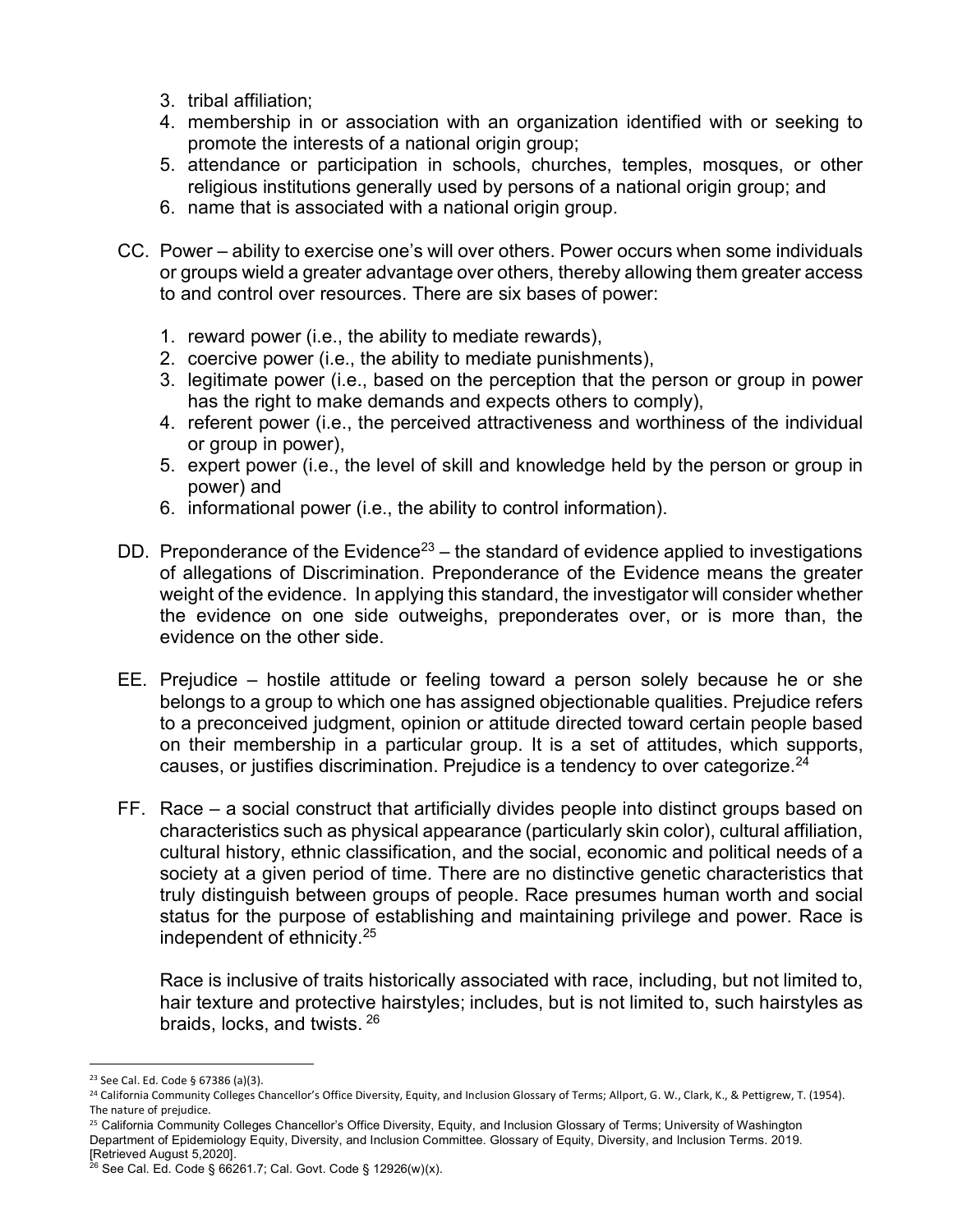3. tribal affiliation;
4. membership in or association with an organization identified with or seeking to promote the interests of a national origin group;
5. attendance or participation in schools, churches, temples, mosques, or other religious institutions generally used by persons of a national origin group; and
6. name that is associated with a national origin group.

CC. Power – ability to exercise one's will over others. Power occurs when some individuals or groups wield a greater advantage over others, thereby allowing them greater access to and control over resources. There are six bases of power:

1. reward power (i.e., the ability to mediate rewards),
2. coercive power (i.e., the ability to mediate punishments),
3. legitimate power (i.e., based on the perception that the person or group in power has the right to make demands and expects others to comply),
4. referent power (i.e., the perceived attractiveness and worthiness of the individual or group in power),
5. expert power (i.e., the level of skill and knowledge held by the person or group in power) and
6. informational power (i.e., the ability to control information).

DD. Preponderance of the Evidence[23] – the standard of evidence applied to investigations of allegations of Discrimination. Preponderance of the Evidence means the greater weight of the evidence. In applying this standard, the investigator will consider whether the evidence on one side outweighs, preponderates over, or is more than, the evidence on the other side.

EE. Prejudice – hostile attitude or feeling toward a person solely because he or she belongs to a group to which one has assigned objectionable qualities. Prejudice refers to a preconceived judgment, opinion or attitude directed toward certain people based on their membership in a particular group. It is a set of attitudes, which supports, causes, or justifies discrimination. Prejudice is a tendency to over categorize.[24]

FF. Race – a social construct that artificially divides people into distinct groups based on characteristics such as physical appearance (particularly skin color), cultural affiliation, cultural history, ethnic classification, and the social, economic and political needs of a society at a given period of time. There are no distinctive genetic characteristics that truly distinguish between groups of people. Race presumes human worth and social status for the purpose of establishing and maintaining privilege and power. Race is independent of ethnicity.[25]

Race is inclusive of traits historically associated with race, including, but not limited to, hair texture and protective hairstyles; includes, but is not limited to, such hairstyles as braids, locks, and twists. [26]

---

[23] See Cal. Ed. Code § 67386 (a)(3).

[24] California Community Colleges Chancellor's Office Diversity, Equity, and Inclusion Glossary of Terms; Allport, G. W., Clark, K., & Pettigrew, T. (1954). The nature of prejudice.

[25] California Community Colleges Chancellor's Office Diversity, Equity, and Inclusion Glossary of Terms; University of Washington Department of Epidemiology Equity, Diversity, and Inclusion Committee. Glossary of Equity, Diversity, and Inclusion Terms. 2019. [Retrieved August 5,2020].

[26] See Cal. Ed. Code § 66261.7; Cal. Govt. Code § 12926(w)(x).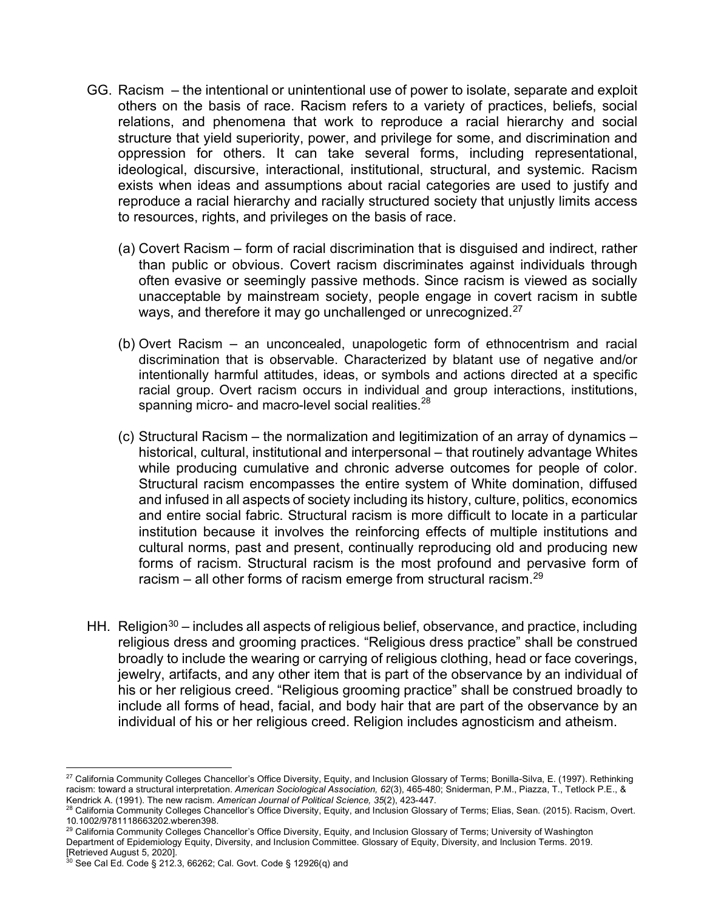GG. Racism – the intentional or unintentional use of power to isolate, separate and exploit others on the basis of race. Racism refers to a variety of practices, beliefs, social relations, and phenomena that work to reproduce a racial hierarchy and social structure that yield superiority, power, and privilege for some, and discrimination and oppression for others. It can take several forms, including representational, ideological, discursive, interactional, institutional, structural, and systemic. Racism exists when ideas and assumptions about racial categories are used to justify and reproduce a racial hierarchy and racially structured society that unjustly limits access to resources, rights, and privileges on the basis of race.

(a) Covert Racism – form of racial discrimination that is disguised and indirect, rather than public or obvious. Covert racism discriminates against individuals through often evasive or seemingly passive methods. Since racism is viewed as socially unacceptable by mainstream society, people engage in covert racism in subtle ways, and therefore it may go unchallenged or unrecognized.[27]

(b) Overt Racism – an unconcealed, unapologetic form of ethnocentrism and racial discrimination that is observable. Characterized by blatant use of negative and/or intentionally harmful attitudes, ideas, or symbols and actions directed at a specific racial group. Overt racism occurs in individual and group interactions, institutions, spanning micro- and macro-level social realities.[28]

(c) Structural Racism – the normalization and legitimization of an array of dynamics – historical, cultural, institutional and interpersonal – that routinely advantage Whites while producing cumulative and chronic adverse outcomes for people of color. Structural racism encompasses the entire system of White domination, diffused and infused in all aspects of society including its history, culture, politics, economics and entire social fabric. Structural racism is more difficult to locate in a particular institution because it involves the reinforcing effects of multiple institutions and cultural norms, past and present, continually reproducing old and producing new forms of racism. Structural racism is the most profound and pervasive form of racism – all other forms of racism emerge from structural racism.[29]

HH. Religion[30] – includes all aspects of religious belief, observance, and practice, including religious dress and grooming practices. "Religious dress practice" shall be construed broadly to include the wearing or carrying of religious clothing, head or face coverings, jewelry, artifacts, and any other item that is part of the observance by an individual of his or her religious creed. "Religious grooming practice" shall be construed broadly to include all forms of head, facial, and body hair that are part of the observance by an individual of his or her religious creed. Religion includes agnosticism and atheism.

---

[27] California Community Colleges Chancellor's Office Diversity, Equity, and Inclusion Glossary of Terms; Bonilla-Silva, E. (1997). Rethinking racism: toward a structural interpretation. *American Sociological Association, 62*(3), 465-480; Sniderman, P.M., Piazza, T., Tetlock P.E., & Kendrick A. (1991). The new racism. *American Journal of Political Science, 35*(2), 423-447.

[28] California Community Colleges Chancellor's Office Diversity, Equity, and Inclusion Glossary of Terms; Elias, Sean. (2015). Racism, Overt. 10.1002/9781118663202.wberen398.

[29] California Community Colleges Chancellor's Office Diversity, Equity, and Inclusion Glossary of Terms; University of Washington Department of Epidemiology Equity, Diversity, and Inclusion Committee. Glossary of Equity, Diversity, and Inclusion Terms. 2019. [Retrieved August 5, 2020].

[30] See Cal Ed. Code § 212.3, 66262; Cal. Govt. Code § 12926(q) and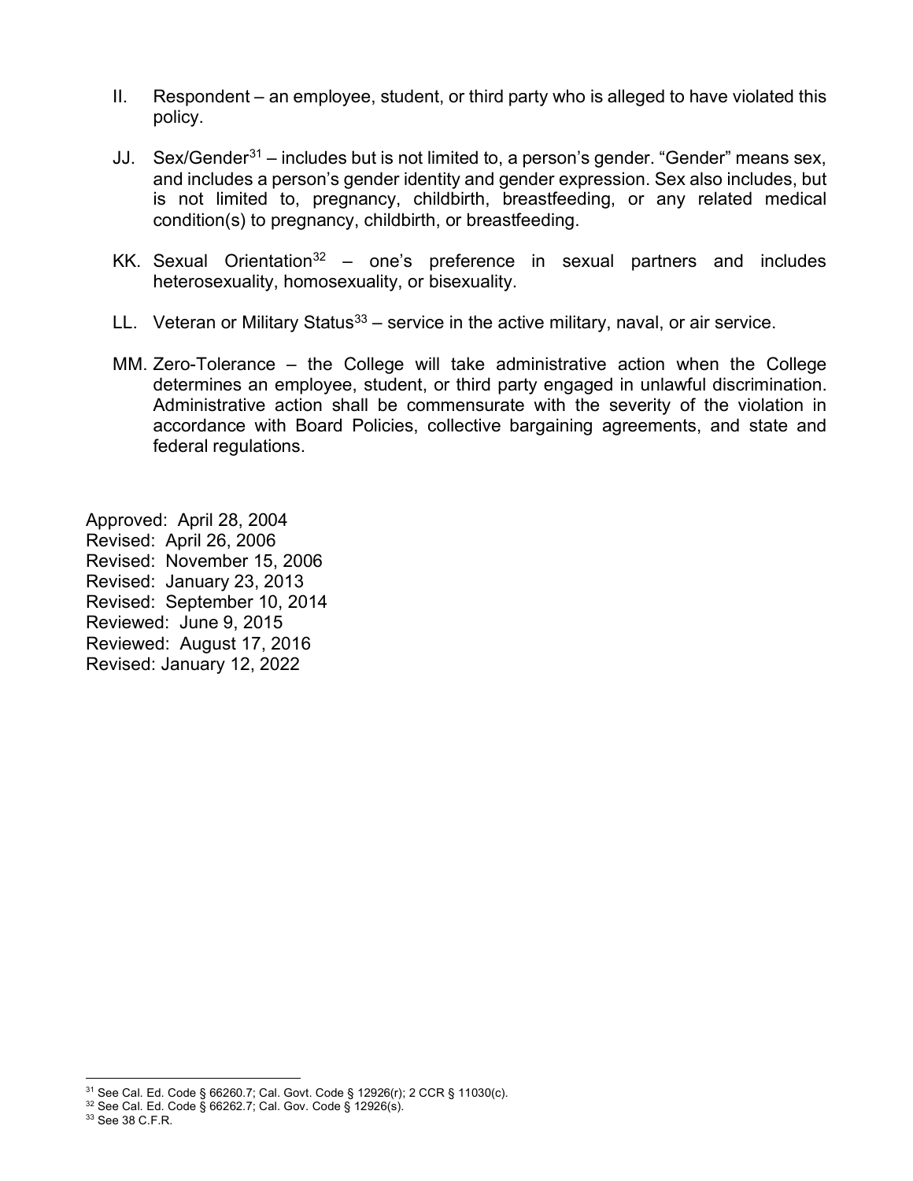II. Respondent – an employee, student, or third party who is alleged to have violated this policy.

JJ. Sex/Gender[31] – includes but is not limited to, a person's gender. "Gender" means sex, and includes a person's gender identity and gender expression. Sex also includes, but is not limited to, pregnancy, childbirth, breastfeeding, or any related medical condition(s) to pregnancy, childbirth, or breastfeeding.

KK. Sexual Orientation[32] – one's preference in sexual partners and includes heterosexuality, homosexuality, or bisexuality.

LL. Veteran or Military Status[33] – service in the active military, naval, or air service.

MM. Zero-Tolerance – the College will take administrative action when the College determines an employee, student, or third party engaged in unlawful discrimination. Administrative action shall be commensurate with the severity of the violation in accordance with Board Policies, collective bargaining agreements, and state and federal regulations.

Approved: April 28, 2004
Revised: April 26, 2006
Revised: November 15, 2006
Revised: January 23, 2013
Revised: September 10, 2014
Reviewed: June 9, 2015
Reviewed: August 17, 2016
Revised: January 12, 2022

---

[31] See Cal. Ed. Code § 66260.7; Cal. Govt. Code § 12926(r); 2 CCR § 11030(c).
[32] See Cal. Ed. Code § 66262.7; Cal. Gov. Code § 12926(s).
[33] See 38 C.F.R.